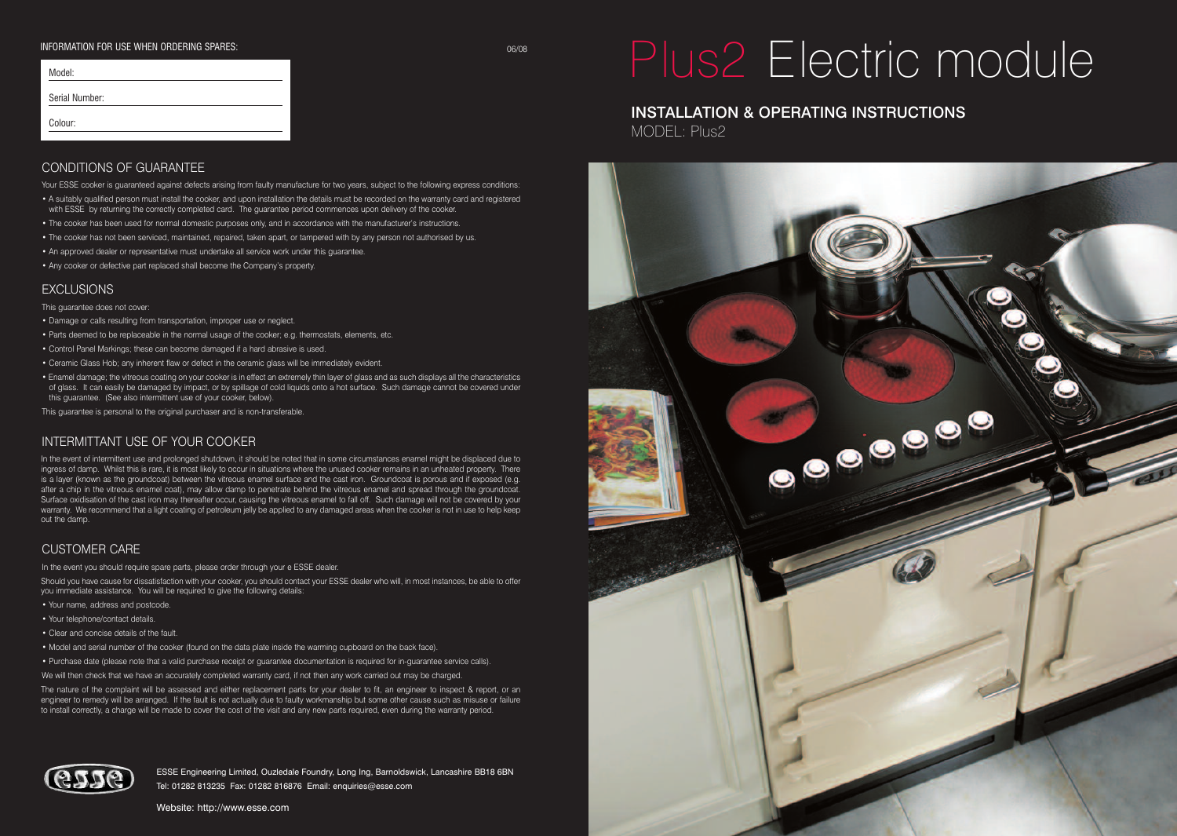# Plus2 Electric module

## INSTALLATION & OPERATING INSTRUCTIONS

MODEL: Plus2

INFORMATION FOR USE WHEN ORDERING SPARES:

06/08

Model:

Serial Number:

Colour:

## CONDITIONS OF GUARANTEE

Your ESSE cooker is guaranteed against defects arising from faulty manufacture for two years, subject to the following express conditions:

- A suitably qualified person must install the cooker, and upon installation the details must be recorded on the warranty card and registered with ESSE by returning the correctly completed card. The guarantee period commences upon delivery of the cooker.
- The cooker has been used for normal domestic purposes only, and in accordance with the manufacturer's instructions.
- The cooker has not been serviced, maintained, repaired, taken apart, or tampered with by any person not authorised by us.
- An approved dealer or representative must undertake all service work under this guarantee.
- Any cooker or defective part replaced shall become the Company's property.

## EXCLUSIONS

This guarantee does not cover:

- Damage or calls resulting from transportation, improper use or neglect.
- Parts deemed to be replaceable in the normal usage of the cooker; e.g. thermostats, elements, etc.
- Control Panel Markings; these can become damaged if a hard abrasive is used.
- Ceramic Glass Hob; any inherent flaw or defect in the ceramic glass will be immediately evident.
- Enamel damage; the vitreous coating on your cooker is in effect an extremely thin layer of glass and as such displays all the characteristics of glass. It can easily be damaged by impact, or by spillage of cold liquids onto a hot surface. Such damage cannot be covered under this guarantee. (See also intermittent use of your cooker, below).

This guarantee is personal to the original purchaser and is non-transferable.

## INTERMITTANT USE OF YOUR COOKER

In the event of intermittent use and prolonged shutdown, it should be noted that in some circumstances enamel might be displaced due to ingress of damp. Whilst this is rare, it is most likely to occur in situations where the unused cooker remains in an unheated property. There is a layer (known as the groundcoat) between the vitreous enamel surface and the cast iron. Groundcoat is porous and if exposed (e.g. after a chip in the vitreous enamel coat), may allow damp to penetrate behind the vitreous enamel and spread through the groundcoat. Surface oxidisation of the cast iron may thereafter occur, causing the vitreous enamel to fall off. Such damage will not be covered by your warranty. We recommend that a light coating of petroleum jelly be applied to any damaged areas when the cooker is not in use to help keep out the damp.

## CUSTOMER CARE

In the event you should require spare parts, please order through your e ESSE dealer.

Should you have cause for dissatisfaction with your cooker, you should contact your ESSE dealer who will, in most instances, be able to offer you immediate assistance. You will be required to give the following details:

- Your name, address and postcode.
- Your telephone/contact details.
- Clear and concise details of the fault.
- Model and serial number of the cooker (found on the data plate inside the warming cupboard on the back face).
- Purchase date (please note that a valid purchase receipt or guarantee documentation is required for in-guarantee service calls).

We will then check that we have an accurately completed warranty card, if not then any work carried out may be charged.

The nature of the complaint will be assessed and either replacement parts for your dealer to fit, an engineer to inspect & report, or an engineer to remedy will be arranged. If the fault is not actually due to faulty workmanship but some other cause such as misuse or failure to install correctly, a charge will be made to cover the cost of the visit and any new parts required, even during the warranty period.

ESSE Engineering Limited, Ouzledale Foundry, Long Ing, Barnoldswick, Lancashire BB18 6BN
Tel: 01282 813235 Fax: 01282 816876 Email: enquiries@esse.com

Website: http://www.esse.com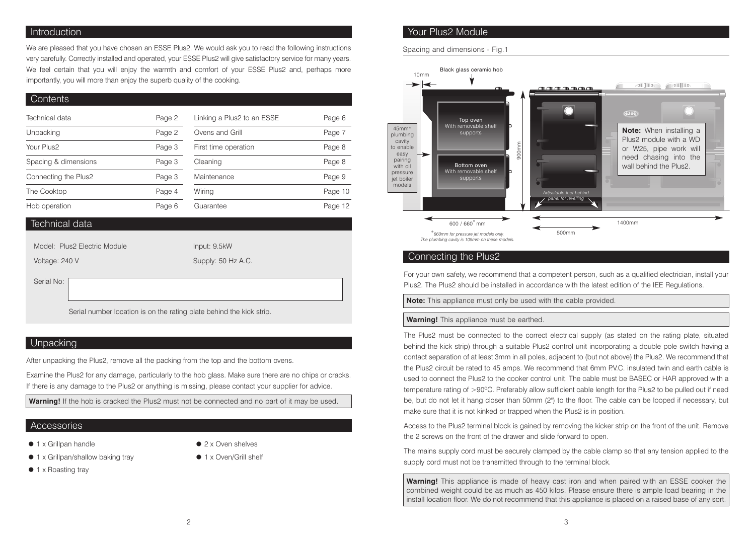## Introduction

We are pleased that you have chosen an ESSE Plus2. We would ask you to read the following instructions very carefully. Correctly installed and operated, your ESSE Plus2 will give satisfactory service for many years. We feel certain that you will enjoy the warmth and comfort of your ESSE Plus2 and, perhaps more importantly, you will more than enjoy the superb quality of the cooking.

## Contents

| | | | |
|---|---|---|---|
| Technical data | Page 2 | Linking a Plus2 to an ESSE | Page 6 |
| Unpacking | Page 2 | Ovens and Grill | Page 7 |
| Your Plus2 | Page 3 | First time operation | Page 8 |
| Spacing & dimensions | Page 3 | Cleaning | Page 8 |
| Connecting the Plus2 | Page 3 | Maintenance | Page 9 |
| The Cooktop | Page 4 | Wiring | Page 10 |
| Hob operation | Page 6 | Guarantee | Page 12 |

## Technical data

Model: Plus2 Electric Module

Input: 9.5kW

Voltage: 240 V

Supply: 50 Hz A.C.

Serial No:

Serial number location is on the rating plate behind the kick strip.

## Unpacking

After unpacking the Plus2, remove all the packing from the top and the bottom ovens.

Examine the Plus2 for any damage, particularly to the hob glass. Make sure there are no chips or cracks. If there is any damage to the Plus2 or anything is missing, please contact your supplier for advice.

**Warning!** If the hob is cracked the Plus2 must not be connected and no part of it may be used.

## Accessories

- 1 x Grillpan handle
- 1 x Grillpan/shallow baking tray
- 1 x Roasting tray
- 2 x Oven shelves
- 1 x Oven/Grill shelf

## Your Plus2 Module

Spacing and dimensions - Fig.1

10mm

Black glass ceramic hob

45mm* plumbing cavity to enable easy pairing with oil pressure jet boiler models

Top oven
With removable shelf supports

Bottom oven
With removable shelf supports

900mm

Adjustable feet behind panel for levelling

**Note:** When installing a Plus2 module with a WD or W25, pipe work will need chasing into the wall behind the Plus2.

600 / 660* mm

500mm

1400mm

*660mm for pressure jet models only. The plumbing cavity is 105mm on these models.

## Connecting the Plus2

For your own safety, we recommend that a competent person, such as a qualified electrician, install your Plus2. The Plus2 should be installed in accordance with the latest edition of the IEE Regulations.

**Note:** This appliance must only be used with the cable provided.

**Warning!** This appliance must be earthed.

The Plus2 must be connected to the correct electrical supply (as stated on the rating plate, situated behind the kick strip) through a suitable Plus2 control unit incorporating a double pole switch having a contact separation of at least 3mm in all poles, adjacent to (but not above) the Plus2. We recommend that the Plus2 circuit be rated to 45 amps. We recommend that 6mm P.V.C. insulated twin and earth cable is used to connect the Plus2 to the cooker control unit. The cable must be BASEC or HAR approved with a temperature rating of >90ºC. Preferably allow sufficient cable length for the Plus2 to be pulled out if need be, but do not let it hang closer than 50mm (2") to the floor. The cable can be looped if necessary, but make sure that it is not kinked or trapped when the Plus2 is in position.

Access to the Plus2 terminal block is gained by removing the kicker strip on the front of the unit. Remove the 2 screws on the front of the drawer and slide forward to open.

The mains supply cord must be securely clamped by the cable clamp so that any tension applied to the supply cord must not be transmitted through to the terminal block.

**Warning!** This appliance is made of heavy cast iron and when paired with an ESSE cooker the combined weight could be as much as 450 kilos. Please ensure there is ample load bearing in the install location floor. We do not recommend that this appliance is placed on a raised base of any sort.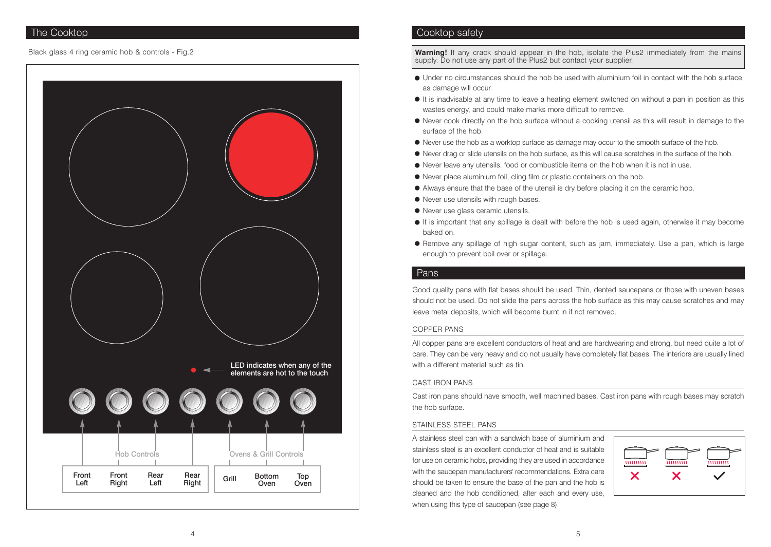## The Cooktop

Black glass 4 ring ceramic hob & controls - Fig.2

LED indicates when any of the elements are hot to the touch

Hob Controls: Front Left, Front Right, Rear Left, Rear Right

Ovens & Grill Controls: Grill, Bottom Oven, Top Oven

## Cooktop safety

**Warning!** If any crack should appear in the hob, isolate the Plus2 immediately from the mains supply. Do not use any part of the Plus2 but contact your supplier.

- Under no circumstances should the hob be used with aluminium foil in contact with the hob surface, as damage will occur.
- It is inadvisable at any time to leave a heating element switched on without a pan in position as this wastes energy, and could make marks more difficult to remove.
- Never cook directly on the hob surface without a cooking utensil as this will result in damage to the surface of the hob.
- Never use the hob as a worktop surface as damage may occur to the smooth surface of the hob.
- Never drag or slide utensils on the hob surface, as this will cause scratches in the surface of the hob.
- Never leave any utensils, food or combustible items on the hob when it is not in use.
- Never place aluminium foil, cling film or plastic containers on the hob.
- Always ensure that the base of the utensil is dry before placing it on the ceramic hob.
- Never use utensils with rough bases.
- Never use glass ceramic utensils.
- It is important that any spillage is dealt with before the hob is used again, otherwise it may become baked on.
- Remove any spillage of high sugar content, such as jam, immediately. Use a pan, which is large enough to prevent boil over or spillage.

## Pans

Good quality pans with flat bases should be used. Thin, dented saucepans or those with uneven bases should not be used. Do not slide the pans across the hob surface as this may cause scratches and may leave metal deposits, which will become burnt in if not removed.

### COPPER PANS

All copper pans are excellent conductors of heat and are hardwearing and strong, but need quite a lot of care. They can be very heavy and do not usually have completely flat bases. The interiors are usually lined with a different material such as tin.

### CAST IRON PANS

Cast iron pans should have smooth, well machined bases. Cast iron pans with rough bases may scratch the hob surface.

### STAINLESS STEEL PANS

A stainless steel pan with a sandwich base of aluminium and stainless steel is an excellent conductor of heat and is suitable for use on ceramic hobs, providing they are used in accordance with the saucepan manufacturers' recommendations. Extra care should be taken to ensure the base of the pan and the hob is cleaned and the hob conditioned, after each and every use, when using this type of saucepan (see page 8).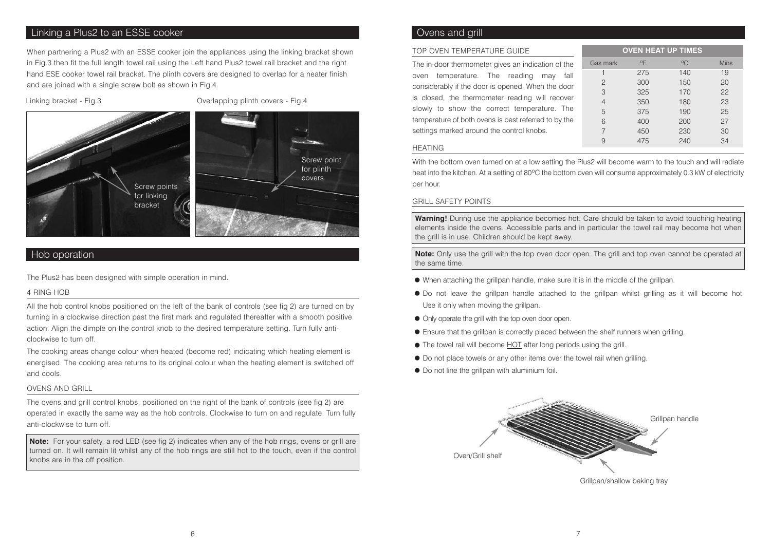## Linking a Plus2 to an ESSE cooker

When partnering a Plus2 with an ESSE cooker join the appliances using the linking bracket shown in Fig.3 then fit the full length towel rail using the Left hand Plus2 towel rail bracket and the right hand ESE cooker towel rail bracket. The plinth covers are designed to overlap for a neater finish and are joined with a single screw bolt as shown in Fig.4.

Linking bracket - Fig.3

Screw points for linking bracket

Overlapping plinth covers - Fig.4

Screw point for plinth covers

## Hob operation

The Plus2 has been designed with simple operation in mind.

### 4 RING HOB

All the hob control knobs positioned on the left of the bank of controls (see fig 2) are turned on by turning in a clockwise direction past the first mark and regulated thereafter with a smooth positive action. Align the dimple on the control knob to the desired temperature setting. Turn fully anti-clockwise to turn off.

The cooking areas change colour when heated (become red) indicating which heating element is energised. The cooking area returns to its original colour when the heating element is switched off and cools.

### OVENS AND GRILL

The ovens and grill control knobs, positioned on the right of the bank of controls (see fig 2) are operated in exactly the same way as the hob controls. Clockwise to turn on and regulate. Turn fully anti-clockwise to turn off.

**Note:** For your safety, a red LED (see fig 2) indicates when any of the hob rings, ovens or grill are turned on. It will remain lit whilst any of the hob rings are still hot to the touch, even if the control knobs are in the off position.

## Ovens and grill

### TOP OVEN TEMPERATURE GUIDE

The in-door thermometer gives an indication of the oven temperature. The reading may fall considerably if the door is opened. When the door is closed, the thermometer reading will recover slowly to show the correct temperature. The temperature of both ovens is best referred to by the settings marked around the control knobs.

| OVEN HEAT UP TIMES | | | |
|---|---|---|---|
| Gas mark | ºF | ºC | Mins |
| 1 | 275 | 140 | 19 |
| 2 | 300 | 150 | 20 |
| 3 | 325 | 170 | 22 |
| 4 | 350 | 180 | 23 |
| 5 | 375 | 190 | 25 |
| 6 | 400 | 200 | 27 |
| 7 | 450 | 230 | 30 |
| 9 | 475 | 240 | 34 |

### HEATING

With the bottom oven turned on at a low setting the Plus2 will become warm to the touch and will radiate heat into the kitchen. At a setting of 80ºC the bottom oven will consume approximately 0.3 kW of electricity per hour.

### GRILL SAFETY POINTS

**Warning!** During use the appliance becomes hot. Care should be taken to avoid touching heating elements inside the ovens. Accessible parts and in particular the towel rail may become hot when the grill is in use. Children should be kept away.

**Note:** Only use the grill with the top oven door open. The grill and top oven cannot be operated at the same time.

- When attaching the grillpan handle, make sure it is in the middle of the grillpan.
- Do not leave the grillpan handle attached to the grillpan whilst grilling as it will become hot. Use it only when moving the grillpan.
- Only operate the grill with the top oven door open.
- Ensure that the grillpan is correctly placed between the shelf runners when grilling.
- The towel rail will become HOT after long periods using the grill.
- Do not place towels or any other items over the towel rail when grilling.
- Do not line the grillpan with aluminium foil.

Grillpan handle

Oven/Grill shelf

Grillpan/shallow baking tray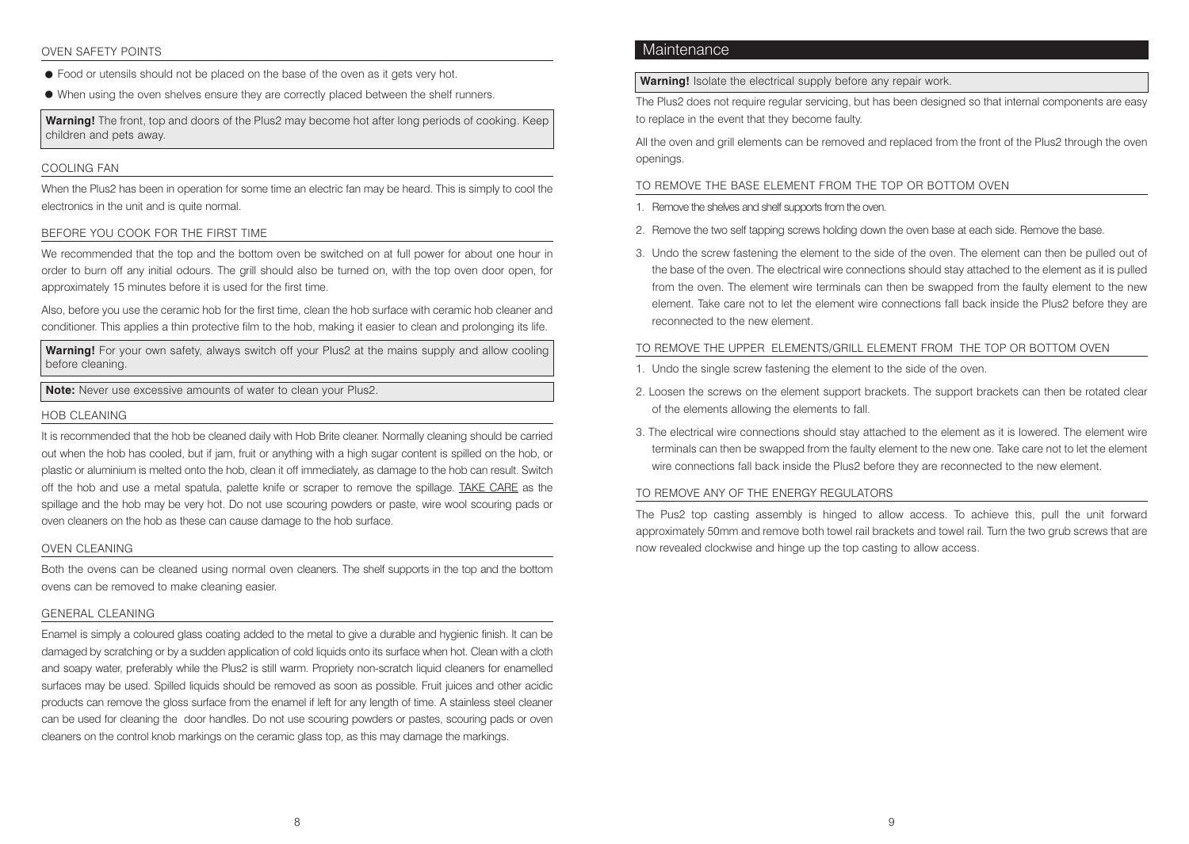## OVEN SAFETY POINTS

- Food or utensils should not be placed on the base of the oven as it gets very hot.
- When using the oven shelves ensure they are correctly placed between the shelf runners.

**Warning!** The front, top and doors of the Plus2 may become hot after long periods of cooking. Keep children and pets away.

## COOLING FAN

When the Plus2 has been in operation for some time an electric fan may be heard. This is simply to cool the electronics in the unit and is quite normal.

## BEFORE YOU COOK FOR THE FIRST TIME

We recommended that the top and the bottom oven be switched on at full power for about one hour in order to burn off any initial odours. The grill should also be turned on, with the top oven door open, for approximately 15 minutes before it is used for the first time.

Also, before you use the ceramic hob for the first time, clean the hob surface with ceramic hob cleaner and conditioner. This applies a thin protective film to the hob, making it easier to clean and prolonging its life.

**Warning!** For your own safety, always switch off your Plus2 at the mains supply and allow cooling before cleaning.

**Note:** Never use excessive amounts of water to clean your Plus2.

## HOB CLEANING

It is recommended that the hob be cleaned daily with Hob Brite cleaner. Normally cleaning should be carried out when the hob has cooled, but if jam, fruit or anything with a high sugar content is spilled on the hob, or plastic or aluminium is melted onto the hob, clean it off immediately, as damage to the hob can result. Switch off the hob and use a metal spatula, palette knife or scraper to remove the spillage. TAKE CARE as the spillage and the hob may be very hot. Do not use scouring powders or paste, wire wool scouring pads or oven cleaners on the hob as these can cause damage to the hob surface.

## OVEN CLEANING

Both the ovens can be cleaned using normal oven cleaners. The shelf supports in the top and the bottom ovens can be removed to make cleaning easier.

## GENERAL CLEANING

Enamel is simply a coloured glass coating added to the metal to give a durable and hygienic finish. It can be damaged by scratching or by a sudden application of cold liquids onto its surface when hot. Clean with a cloth and soapy water, preferably while the Plus2 is still warm. Propriety non-scratch liquid cleaners for enamelled surfaces may be used. Spilled liquids should be removed as soon as possible. Fruit juices and other acidic products can remove the gloss surface from the enamel if left for any length of time. A stainless steel cleaner can be used for cleaning the door handles. Do not use scouring powders or pastes, scouring pads or oven cleaners on the control knob markings on the ceramic glass top, as this may damage the markings.

# Maintenance

**Warning!** Isolate the electrical supply before any repair work.

The Plus2 does not require regular servicing, but has been designed so that internal components are easy to replace in the event that they become faulty.

All the oven and grill elements can be removed and replaced from the front of the Plus2 through the oven openings.

## TO REMOVE THE BASE ELEMENT FROM THE TOP OR BOTTOM OVEN

1. Remove the shelves and shelf supports from the oven.
2. Remove the two self tapping screws holding down the oven base at each side. Remove the base.
3. Undo the screw fastening the element to the side of the oven. The element can then be pulled out of the base of the oven. The electrical wire connections should stay attached to the element as it is pulled from the oven. The element wire terminals can then be swapped from the faulty element to the new element. Take care not to let the element wire connections fall back inside the Plus2 before they are reconnected to the new element.

## TO REMOVE THE UPPER ELEMENTS/GRILL ELEMENT FROM THE TOP OR BOTTOM OVEN

1. Undo the single screw fastening the element to the side of the oven.
2. Loosen the screws on the element support brackets. The support brackets can then be rotated clear of the elements allowing the elements to fall.
3. The electrical wire connections should stay attached to the element as it is lowered. The element wire terminals can then be swapped from the faulty element to the new one. Take care not to let the element wire connections fall back inside the Plus2 before they are reconnected to the new element.

## TO REMOVE ANY OF THE ENERGY REGULATORS

The Pus2 top casting assembly is hinged to allow access. To achieve this, pull the unit forward approximately 50mm and remove both towel rail brackets and towel rail. Turn the two grub screws that are now revealed clockwise and hinge up the top casting to allow access.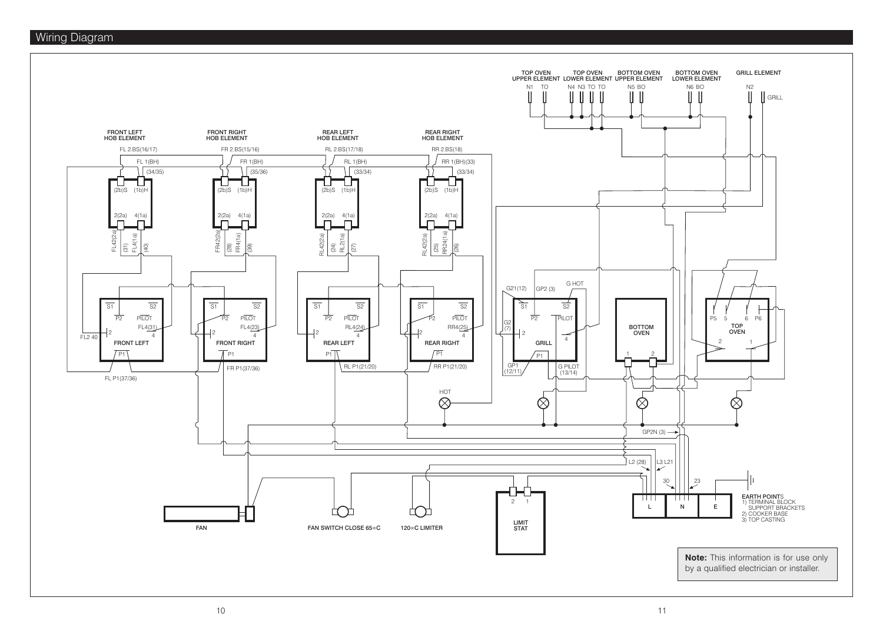## Wiring Diagram

TOP OVEN UPPER ELEMENT
N1 TO

TOP OVEN LOWER ELEMENT
N4 N3 TO TO

BOTTOM OVEN UPPER ELEMENT
N5 BO

BOTTOM OVEN LOWER ELEMENT
N6 BO

GRILL ELEMENT
N2
GRILL

FRONT LEFT HOB ELEMENT
FL 2.BS(16/17)
FL 1(BH)
(34/35)
(2b)S (1b)H
2(2a) 4(1a)
FL42(2a) (31) FL4(1a) (40)

FRONT RIGHT HOB ELEMENT
FR 2.BS(15/16)
FR 1(BH)
(35/36)
(2b)S (1b)H
2(2a) 4(1a)
FR42(2a) (28) FR4(1a) (39)

REAR LEFT HOB ELEMENT
RL 2.BS(17/18)
RL 1(BH)
(33/34)
(2b)S (1b)H
2(2a) 4(1a)
RL42(2a) (24) RL2(1a) (27)

REAR RIGHT HOB ELEMENT
RR 2.BS(18)
RR 1(BH)(33)
(33/34)
(2b)S (1b)H
2(2a) 4(1a)
RL42(2a) (25) RR24(1a) (26)

FRONT LEFT
S1 S2 P2 PILOT FL4(31) 2 4 P1
FL2 40
FL P1(37/36)

FRONT RIGHT
S1 S2 P2 PILOT FL4(23) 2 4 P1
FR P1(37/36)

REAR LEFT
S1 S2 P2 PILOT RL4(24) 2 4 P1
RL P1(21/20)

REAR RIGHT
S1 S2 P2 PILOT RR4(25) 2 4 P1
RR P1(21/20)

GRILL
G21(12) GP2 (3) G HOT
S1 S2 P2 PILOT
G2 (7) 2 4 P1
GP1 (12/11)
G PILOT (13/14)

BOTTOM OVEN
1 2

TOP OVEN
P5 5 6 P6
2 1

HOT

GP2N (3)

L2 (28) L3 L21

30 23

L N E

EARTH POINTS
1) TERMINAL BLOCK SUPPORT BRACKETS
2) COOKER BASE
3) TOP CASTING

FAN

FAN SWITCH CLOSE 65∝C

120∝C LIMITER

2 1
LIMIT STAT

**Note:** This information is for use only by a qualified electrician or installer.